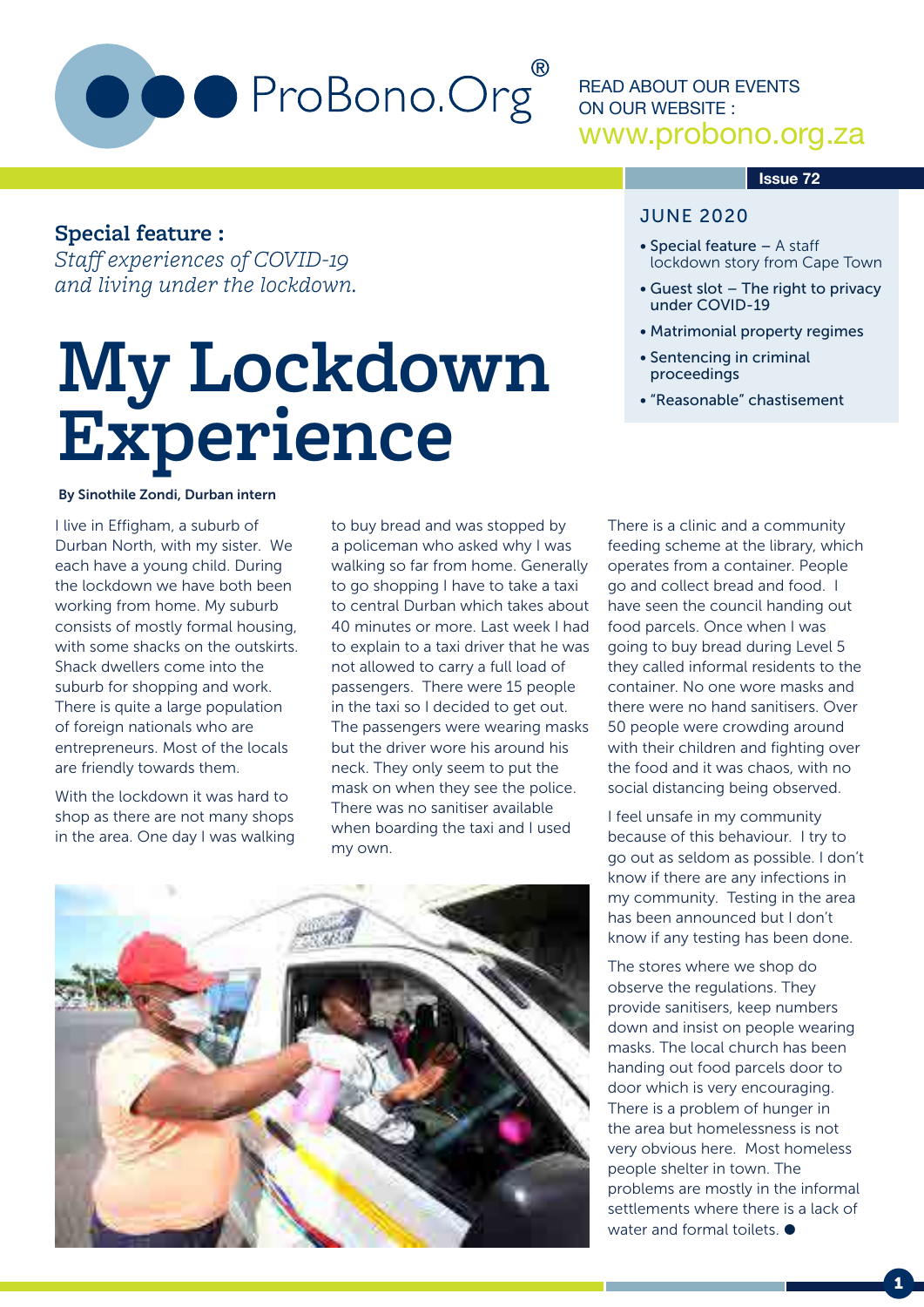ProBono.Org®

READ ABOUT OUR EVENTS ON OUR WEBSITE : www.probono.org.za

Issue 72

## JUNE 2020

- Special feature – A staff lockdown story from Cape Town
- Guest slot – The right to privacy under COVID-19
- Matrimonial property regimes
- Sentencing in criminal proceedings
- "Reasonable" chastisement

**Special feature :**
*Staff experiences of COVID-19 and living under the lockdown.*

# My Lockdown Experience

**By Sinothile Zondi, Durban intern**

I live in Effigham, a suburb of Durban North, with my sister. We each have a young child. During the lockdown we have both been working from home. My suburb consists of mostly formal housing, with some shacks on the outskirts. Shack dwellers come into the suburb for shopping and work. There is quite a large population of foreign nationals who are entrepreneurs. Most of the locals are friendly towards them.

With the lockdown it was hard to shop as there are not many shops in the area. One day I was walking to buy bread and was stopped by a policeman who asked why I was walking so far from home. Generally to go shopping I have to take a taxi to central Durban which takes about 40 minutes or more. Last week I had to explain to a taxi driver that he was not allowed to carry a full load of passengers. There were 15 people in the taxi so I decided to get out. The passengers were wearing masks but the driver wore his around his neck. They only seem to put the mask on when they see the police. There was no sanitiser available when boarding the taxi and I used my own.

There is a clinic and a community feeding scheme at the library, which operates from a container. People go and collect bread and food. I have seen the council handing out food parcels. Once when I was going to buy bread during Level 5 they called informal residents to the container. No one wore masks and there were no hand sanitisers. Over 50 people were crowding around with their children and fighting over the food and it was chaos, with no social distancing being observed.

I feel unsafe in my community because of this behaviour. I try to go out as seldom as possible. I don't know if there are any infections in my community. Testing in the area has been announced but I don't know if any testing has been done.

The stores where we shop do observe the regulations. They provide sanitisers, keep numbers down and insist on people wearing masks. The local church has been handing out food parcels door to door which is very encouraging. There is a problem of hunger in the area but homelessness is not very obvious here. Most homeless people shelter in town. The problems are mostly in the informal settlements where there is a lack of water and formal toilets. ●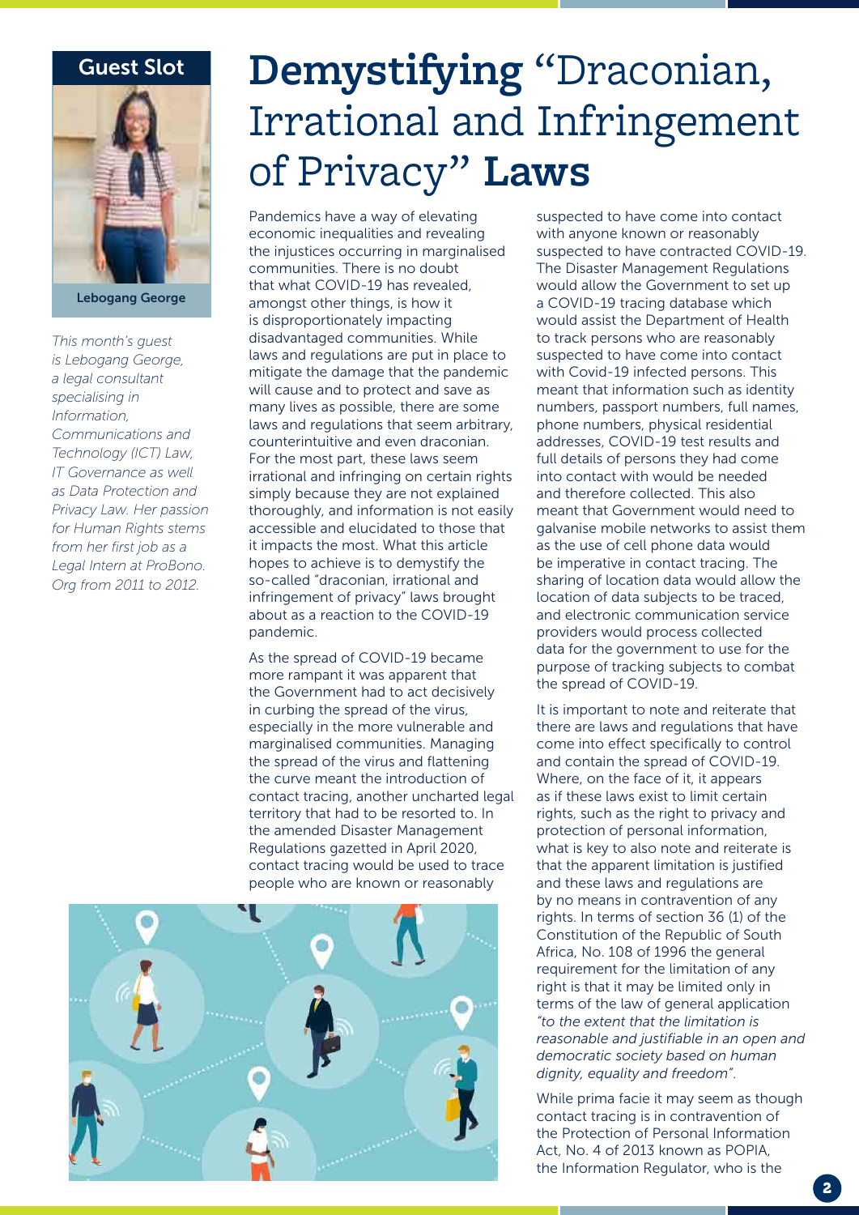# Demystifying "Draconian, Irrational and Infringement of Privacy" Laws

## Guest Slot

Lebogang George

*This month's guest is Lebogang George, a legal consultant specialising in Information, Communications and Technology (ICT) Law, IT Governance as well as Data Protection and Privacy Law. Her passion for Human Rights stems from her first job as a Legal Intern at ProBono. Org from 2011 to 2012.*

Pandemics have a way of elevating economic inequalities and revealing the injustices occurring in marginalised communities. There is no doubt that what COVID-19 has revealed, amongst other things, is how it is disproportionately impacting disadvantaged communities. While laws and regulations are put in place to mitigate the damage that the pandemic will cause and to protect and save as many lives as possible, there are some laws and regulations that seem arbitrary, counterintuitive and even draconian. For the most part, these laws seem irrational and infringing on certain rights simply because they are not explained thoroughly, and information is not easily accessible and elucidated to those that it impacts the most. What this article hopes to achieve is to demystify the so-called "draconian, irrational and infringement of privacy" laws brought about as a reaction to the COVID-19 pandemic.

As the spread of COVID-19 became more rampant it was apparent that the Government had to act decisively in curbing the spread of the virus, especially in the more vulnerable and marginalised communities. Managing the spread of the virus and flattening the curve meant the introduction of contact tracing, another uncharted legal territory that had to be resorted to. In the amended Disaster Management Regulations gazetted in April 2020, contact tracing would be used to trace people who are known or reasonably suspected to have come into contact with anyone known or reasonably suspected to have contracted COVID-19. The Disaster Management Regulations would allow the Government to set up a COVID-19 tracing database which would assist the Department of Health to track persons who are reasonably suspected to have come into contact with Covid-19 infected persons. This meant that information such as identity numbers, passport numbers, full names, phone numbers, physical residential addresses, COVID-19 test results and full details of persons they had come into contact with would be needed and therefore collected. This also meant that Government would need to galvanise mobile networks to assist them as the use of cell phone data would be imperative in contact tracing. The sharing of location data would allow the location of data subjects to be traced, and electronic communication service providers would process collected data for the government to use for the purpose of tracking subjects to combat the spread of COVID-19.

It is important to note and reiterate that there are laws and regulations that have come into effect specifically to control and contain the spread of COVID-19. Where, on the face of it, it appears as if these laws exist to limit certain rights, such as the right to privacy and protection of personal information, what is key to also note and reiterate is that the apparent limitation is justified and these laws and regulations are by no means in contravention of any rights. In terms of section 36 (1) of the Constitution of the Republic of South Africa, No. 108 of 1996 the general requirement for the limitation of any right is that it may be limited only in terms of the law of general application *"to the extent that the limitation is reasonable and justifiable in an open and democratic society based on human dignity, equality and freedom".*

While prima facie it may seem as though contact tracing is in contravention of the Protection of Personal Information Act, No. 4 of 2013 known as POPIA, the Information Regulator, who is the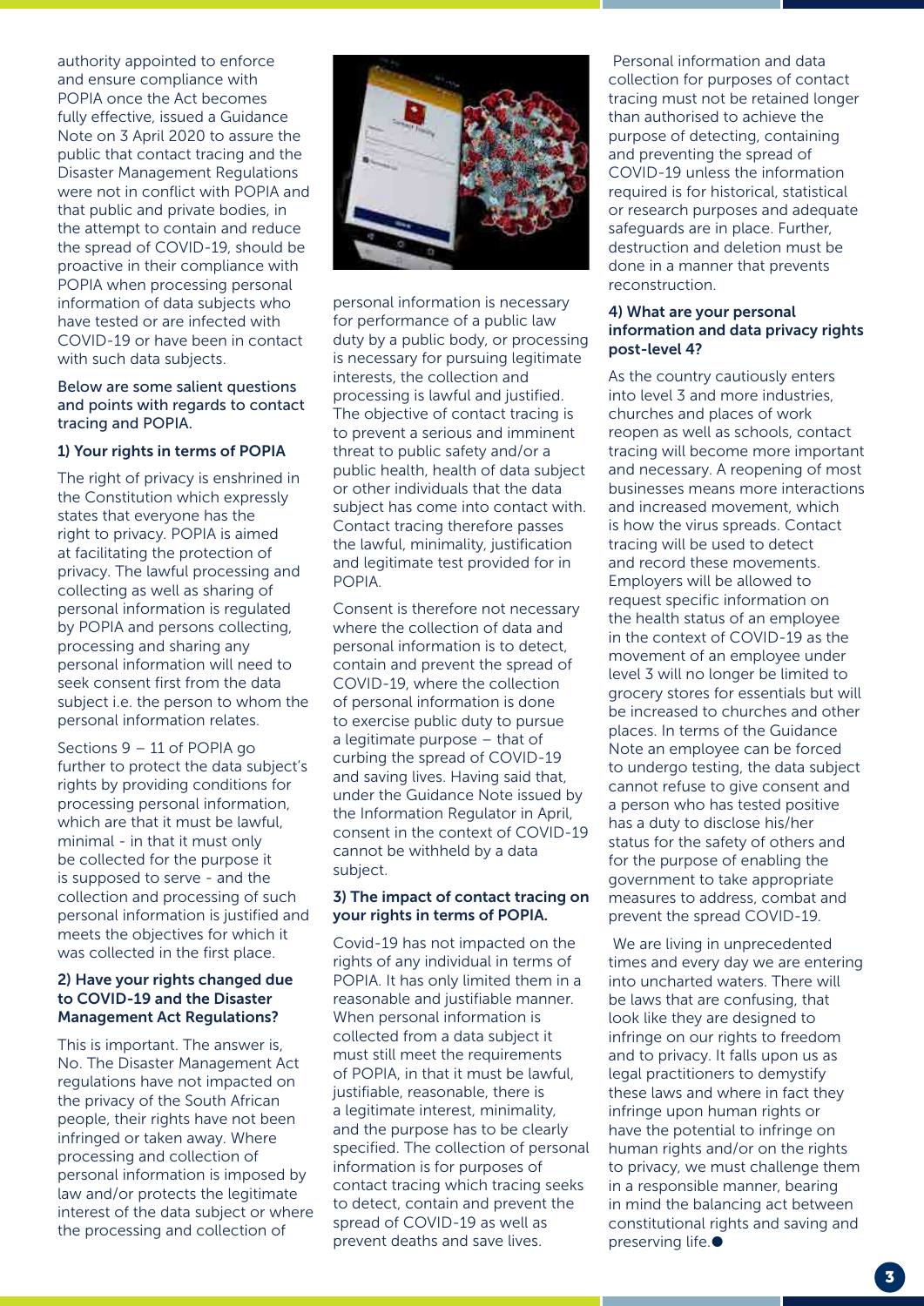authority appointed to enforce and ensure compliance with POPIA once the Act becomes fully effective, issued a Guidance Note on 3 April 2020 to assure the public that contact tracing and the Disaster Management Regulations were not in conflict with POPIA and that public and private bodies, in the attempt to contain and reduce the spread of COVID-19, should be proactive in their compliance with POPIA when processing personal information of data subjects who have tested or are infected with COVID-19 or have been in contact with such data subjects.

Below are some salient questions and points with regards to contact tracing and POPIA.

### 1) Your rights in terms of POPIA

The right of privacy is enshrined in the Constitution which expressly states that everyone has the right to privacy. POPIA is aimed at facilitating the protection of privacy. The lawful processing and collecting as well as sharing of personal information is regulated by POPIA and persons collecting, processing and sharing any personal information will need to seek consent first from the data subject i.e. the person to whom the personal information relates.

Sections 9 – 11 of POPIA go further to protect the data subject's rights by providing conditions for processing personal information, which are that it must be lawful, minimal - in that it must only be collected for the purpose it is supposed to serve - and the collection and processing of such personal information is justified and meets the objectives for which it was collected in the first place.

### 2) Have your rights changed due to COVID-19 and the Disaster Management Act Regulations?

This is important. The answer is, No. The Disaster Management Act regulations have not impacted on the privacy of the South African people, their rights have not been infringed or taken away. Where processing and collection of personal information is imposed by law and/or protects the legitimate interest of the data subject or where the processing and collection of personal information is necessary for performance of a public law duty by a public body, or processing is necessary for pursuing legitimate interests, the collection and processing is lawful and justified. The objective of contact tracing is to prevent a serious and imminent threat to public safety and/or a public health, health of the data subject or other individuals that the data subject has come into contact with. Contact tracing therefore passes the lawful, minimality, justification and legitimate test provided for in POPIA.

Consent is therefore not necessary where the collection of data and personal information is to detect, contain and prevent the spread of COVID-19, where the collection of personal information is done to exercise public duty to pursue a legitimate purpose – that of curbing the spread of COVID-19 and saving lives. Having said that, under the Guidance Note issued by the Information Regulator in April, consent in the context of COVID-19 cannot be withheld by a data subject.

### 3) The impact of contact tracing on your rights in terms of POPIA.

Covid-19 has not impacted on the rights of any individual in terms of POPIA. It has only limited them in a reasonable and justifiable manner. When personal information is collected from a data subject it must still meet the requirements of POPIA, in that it must be lawful, justifiable, reasonable, there is a legitimate interest, minimality, and the purpose has to be clearly specified. The collection of personal information is for purposes of contact tracing which tracing seeks to detect, contain and prevent the spread of COVID-19 as well as prevent deaths and save lives.

Personal information and data collection for purposes of contact tracing must not be retained longer than authorised to achieve the purpose of detecting, containing and preventing the spread of COVID-19 unless the information required is for historical, statistical or research purposes and adequate safeguards are in place. Further, destruction and deletion must be done in a manner that prevents reconstruction.

### 4) What are your personal information and data privacy rights post-level 4?

As the country cautiously enters into level 3 and more industries, churches and places of work reopen as well as schools, contact tracing will become more important and necessary. A reopening of most businesses means more interactions and increased movement, which is how the virus spreads. Contact tracing will be used to detect and record these movements. Employers will be allowed to request specific information on the health status of an employee in the context of COVID-19 as the movement of an employee under level 3 will no longer be limited to grocery stores for essentials but will be increased to churches and other places. In terms of the Guidance Note an employee can be forced to undergo testing, the data subject cannot refuse to give consent and a person who has tested positive has a duty to disclose his/her status for the safety of others and for the purpose of enabling the government to take appropriate measures to address, combat and prevent the spread COVID-19.

We are living in unprecedented times and every day we are entering into uncharted waters. There will be laws that are confusing, that look like they are designed to infringe on our rights to freedom and to privacy. It falls upon us as legal practitioners to demystify these laws and where in fact they infringe upon human rights or have the potential to infringe on human rights and/or on the rights to privacy, we must challenge them in a responsible manner, bearing in mind the balancing act between constitutional rights and saving and preserving life.●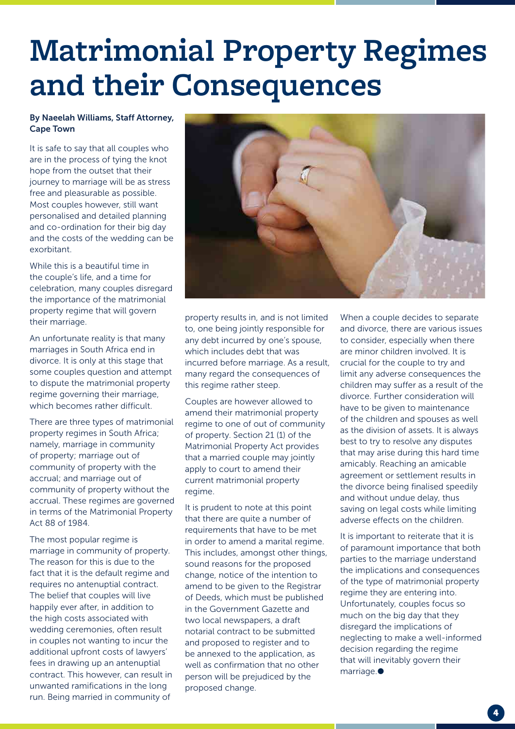# Matrimonial Property Regimes and their Consequences

**By Naeelah Williams, Staff Attorney, Cape Town**

It is safe to say that all couples who are in the process of tying the knot hope from the outset that their journey to marriage will be as stress free and pleasurable as possible. Most couples however, still want personalised and detailed planning and co-ordination for their big day and the costs of the wedding can be exorbitant.

While this is a beautiful time in the couple's life, and a time for celebration, many couples disregard the importance of the matrimonial property regime that will govern their marriage.

An unfortunate reality is that many marriages in South Africa end in divorce. It is only at this stage that some couples question and attempt to dispute the matrimonial property regime governing their marriage, which becomes rather difficult.

There are three types of matrimonial property regimes in South Africa; namely, marriage in community of property; marriage out of community of property with the accrual; and marriage out of community of property without the accrual. These regimes are governed in terms of the Matrimonial Property Act 88 of 1984.

The most popular regime is marriage in community of property. The reason for this is due to the fact that it is the default regime and requires no antenuptial contract. The belief that couples will live happily ever after, in addition to the high costs associated with wedding ceremonies, often result in couples not wanting to incur the additional upfront costs of lawyers' fees in drawing up an antenuptial contract. This however, can result in unwanted ramifications in the long run. Being married in community of property results in, and is not limited to, one being jointly responsible for any debt incurred by one's spouse, which includes debt that was incurred before marriage. As a result, many regard the consequences of this regime rather steep.

Couples are however allowed to amend their matrimonial property regime to one of out of community of property. Section 21 (1) of the Matrimonial Property Act provides that a married couple may jointly apply to court to amend their current matrimonial property regime.

It is prudent to note at this point that there are quite a number of requirements that have to be met in order to amend a marital regime. This includes, amongst other things, sound reasons for the proposed change, notice of the intention to amend to be given to the Registrar of Deeds, which must be published in the Government Gazette and two local newspapers, a draft notarial contract to be submitted and proposed to register and to be annexed to the application, as well as confirmation that no other person will be prejudiced by the proposed change.

When a couple decides to separate and divorce, there are various issues to consider, especially when there are minor children involved. It is crucial for the couple to try and limit any adverse consequences the children may suffer as a result of the divorce. Further consideration will have to be given to maintenance of the children and spouses as well as the division of assets. It is always best to try to resolve any disputes that may arise during this hard time amicably. Reaching an amicable agreement or settlement results in the divorce being finalised speedily and without undue delay, thus saving on legal costs while limiting adverse effects on the children.

It is important to reiterate that it is of paramount importance that both parties to the marriage understand the implications and consequences of the type of matrimonial property regime they are entering into. Unfortunately, couples focus so much on the big day that they disregard the implications of neglecting to make a well-informed decision regarding the regime that will inevitably govern their marriage.●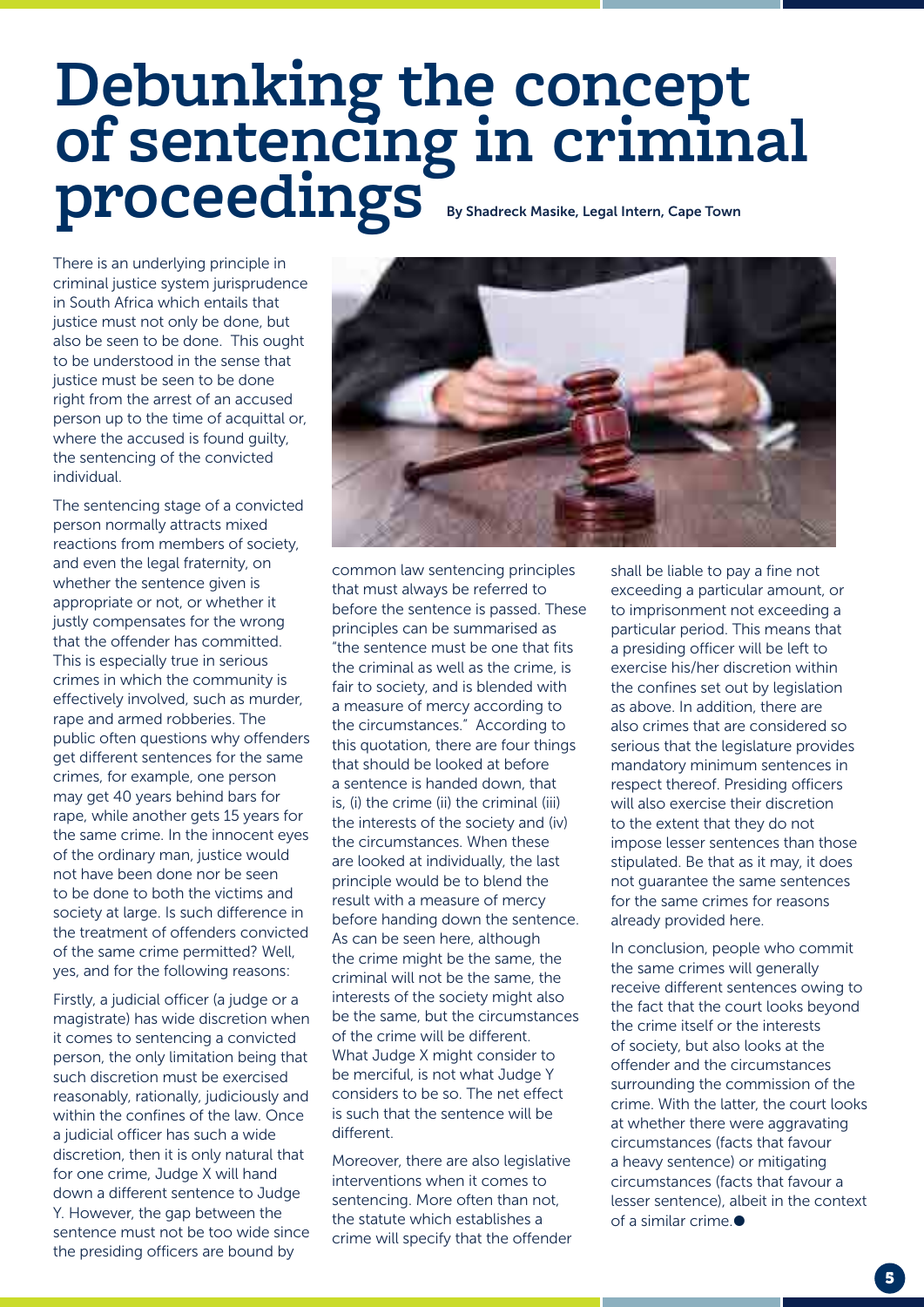# Debunking the concept of sentencing in criminal proceedings

By Shadreck Masike, Legal Intern, Cape Town

There is an underlying principle in criminal justice system jurisprudence in South Africa which entails that justice must not only be done, but also be seen to be done. This ought to be understood in the sense that justice must be seen to be done right from the arrest of an accused person up to the time of acquittal or, where the accused is found guilty, the sentencing of the convicted individual.

The sentencing stage of a convicted person normally attracts mixed reactions from members of society, and even the legal fraternity, on whether the sentence given is appropriate or not, or whether it justly compensates for the wrong that the offender has committed. This is especially true in serious crimes in which the community is effectively involved, such as murder, rape and armed robberies. The public often questions why offenders get different sentences for the same crimes, for example, one person may get 40 years behind bars for rape, while another gets 15 years for the same crime. In the innocent eyes of the ordinary man, justice would not have been done nor be seen to be done to both the victims and society at large. Is such difference in the treatment of offenders convicted of the same crime permitted? Well, yes, and for the following reasons:

Firstly, a judicial officer (a judge or a magistrate) has wide discretion when it comes to sentencing a convicted person, the only limitation being that such discretion must be exercised reasonably, rationally, judiciously and within the confines of the law. Once a judicial officer has such a wide discretion, then it is only natural that for one crime, Judge X will hand down a different sentence to Judge Y. However, the gap between the sentence must not be too wide since the presiding officers are bound by common law sentencing principles that must always be referred to before the sentence is passed. These principles can be summarised as "the sentence must be one that fits the criminal as well as the crime, is fair to society, and is blended with a measure of mercy according to the circumstances." According to this quotation, there are four things that should be looked at before a sentence is handed down, that is, (i) the crime (ii) the criminal (iii) the interests of the society and (iv) the circumstances. When these are looked at individually, the last principle would be to blend the result with a measure of mercy before handing down the sentence. As can be seen here, although the crime might be the same, the criminal will not be the same, the interests of the society might also be the same, but the circumstances of the crime will be different. What Judge X might consider to be merciful, is not what Judge Y considers to be so. The net effect is such that the sentence will be different.

Moreover, there are also legislative interventions when it comes to sentencing. More often than not, the statute which establishes a crime will specify that the offender shall be liable to pay a fine not exceeding a particular amount, or to imprisonment not exceeding a particular period. This means that a presiding officer will be left to exercise his/her discretion within the confines set out by legislation as above. In addition, there are also crimes that are considered so serious that the legislature provides mandatory minimum sentences in respect thereof. Presiding officers will also exercise their discretion to the extent that they do not impose lesser sentences than those stipulated. Be that as it may, it does not guarantee the same sentences for the same crimes for reasons already provided here.

In conclusion, people who commit the same crimes will generally receive different sentences owing to the fact that the court looks beyond the crime itself or the interests of society, but also looks at the offender and the circumstances surrounding the commission of the crime. With the latter, the court looks at whether there were aggravating circumstances (facts that favour a heavy sentence) or mitigating circumstances (facts that favour a lesser sentence), albeit in the context of a similar crime.●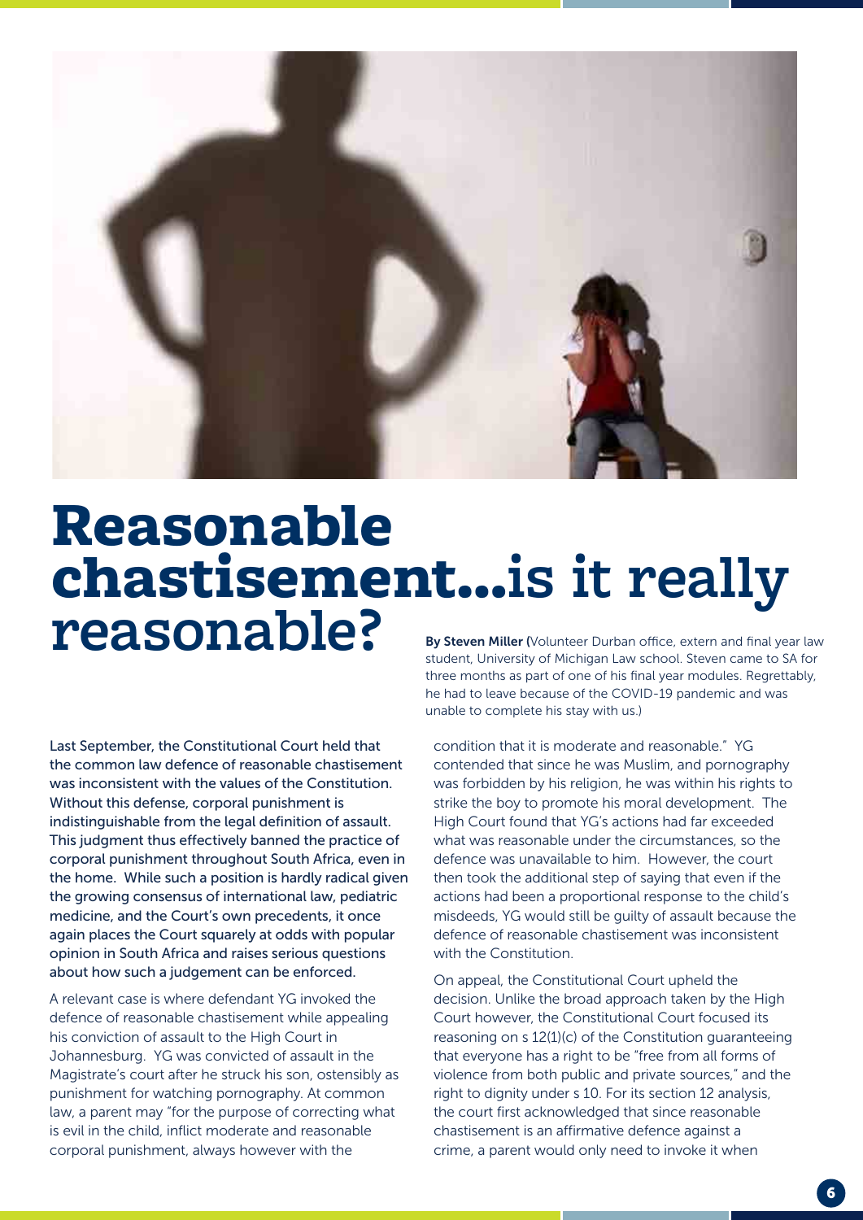# Reasonable chastisement...is it really reasonable?

**By Steven Miller (**Volunteer Durban office, extern and final year law student, University of Michigan Law school. Steven came to SA for three months as part of one of his final year modules. Regrettably, he had to leave because of the COVID-19 pandemic and was unable to complete his stay with us.)

**Last September, the Constitutional Court held that the common law defence of reasonable chastisement was inconsistent with the values of the Constitution. Without this defense, corporal punishment is indistinguishable from the legal definition of assault. This judgment thus effectively banned the practice of corporal punishment throughout South Africa, even in the home. While such a position is hardly radical given the growing consensus of international law, pediatric medicine, and the Court's own precedents, it once again places the Court squarely at odds with popular opinion in South Africa and raises serious questions about how such a judgement can be enforced.**

A relevant case is where defendant YG invoked the defence of reasonable chastisement while appealing his conviction of assault to the High Court in Johannesburg. YG was convicted of assault in the Magistrate's court after he struck his son, ostensibly as punishment for watching pornography. At common law, a parent may "for the purpose of correcting what is evil in the child, inflict moderate and reasonable corporal punishment, always however with the condition that it is moderate and reasonable." YG contended that since he was Muslim, and pornography was forbidden by his religion, he was within his rights to strike the boy to promote his moral development. The High Court found that YG's actions had far exceeded what was reasonable under the circumstances, so the defence was unavailable to him. However, the court then took the additional step of saying that even if the actions had been a proportional response to the child's misdeeds, YG would still be guilty of assault because the defence of reasonable chastisement was inconsistent with the Constitution.

On appeal, the Constitutional Court upheld the decision. Unlike the broad approach taken by the High Court however, the Constitutional Court focused its reasoning on s 12(1)(c) of the Constitution guaranteeing that everyone has a right to be "free from all forms of violence from both public and private sources," and the right to dignity under s 10. For its section 12 analysis, the court first acknowledged that since reasonable chastisement is an affirmative defence against a crime, a parent would only need to invoke it when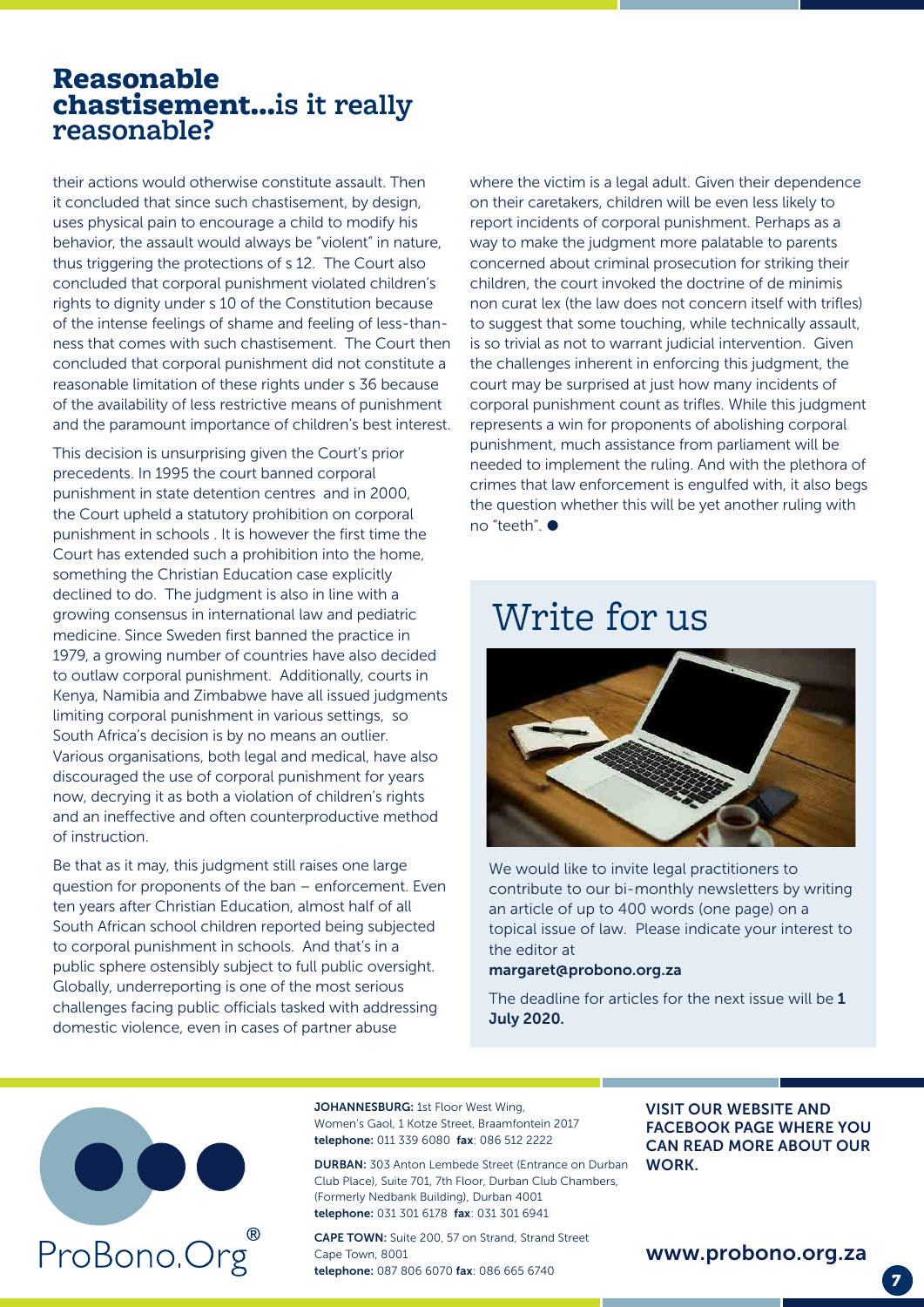# Reasonable chastisement...is it really reasonable?

their actions would otherwise constitute assault. Then it concluded that since such chastisement, by design, uses physical pain to encourage a child to modify his behavior, the assault would always be "violent" in nature, thus triggering the protections of s 12. The Court also concluded that corporal punishment violated children's rights to dignity under s 10 of the Constitution because of the intense feelings of shame and feeling of less-thanness that comes with such chastisement. The Court then concluded that corporal punishment did not constitute a reasonable limitation of these rights under s 36 because of the availability of less restrictive means of punishment and the paramount importance of children's best interest.

This decision is unsurprising given the Court's prior precedents. In 1995 the court banned corporal punishment in state detention centres and in 2000, the Court upheld a statutory prohibition on corporal punishment in schools . It is however the first time the Court has extended such a prohibition into the home, something the Christian Education case explicitly declined to do. The judgment is also in line with a growing consensus in international law and pediatric medicine. Since Sweden first banned the practice in 1979, a growing number of countries have also decided to outlaw corporal punishment. Additionally, courts in Kenya, Namibia and Zimbabwe have all issued judgments limiting corporal punishment in various settings, so South Africa's decision is by no means an outlier. Various organisations, both legal and medical, have also discouraged the use of corporal punishment for years now, decrying it as both a violation of children's rights and an ineffective and often counterproductive method of instruction.

Be that as it may, this judgment still raises one large question for proponents of the ban – enforcement. Even ten years after Christian Education, almost half of all South African school children reported being subjected to corporal punishment in schools. And that's in a public sphere ostensibly subject to full public oversight. Globally, underreporting is one of the most serious challenges facing public officials tasked with addressing domestic violence, even in cases of partner abuse where the victim is a legal adult. Given their dependence on their caretakers, children will be even less likely to report incidents of corporal punishment. Perhaps as a way to make the judgment more palatable to parents concerned about criminal prosecution for striking their children, the court invoked the doctrine of de minimis non curat lex (the law does not concern itself with trifles) to suggest that some touching, while technically assault, is so trivial as not to warrant judicial intervention. Given the challenges inherent in enforcing this judgment, the court may be surprised at just how many incidents of corporal punishment count as trifles. While this judgment represents a win for proponents of abolishing corporal punishment, much assistance from parliament will be needed to implement the ruling. And with the plethora of crimes that law enforcement is engulfed with, it also begs the question whether this will be yet another ruling with no "teeth". ●

## Write for us

We would like to invite legal practitioners to contribute to our bi-monthly newsletters by writing an article of up to 400 words (one page) on a topical issue of law. Please indicate your interest to the editor at **margaret@probono.org.za**

The deadline for articles for the next issue will be **1 July 2020.**

ProBono.Org®

**JOHANNESBURG:** 1st Floor West Wing, Women's Gaol, 1 Kotze Street, Braamfontein 2017
**telephone:** 011 339 6080 **fax**: 086 512 2222

**DURBAN:** 303 Anton Lembede Street (Entrance on Durban Club Place), Suite 701, 7th Floor, Durban Club Chambers, (Formerly Nedbank Building), Durban 4001
**telephone:** 031 301 6178 **fax**: 031 301 6941

**CAPE TOWN:** Suite 200, 57 on Strand, Strand Street Cape Town, 8001
**telephone:** 087 806 6070 **fax**: 086 665 6740

**VISIT OUR WEBSITE AND FACEBOOK PAGE WHERE YOU CAN READ MORE ABOUT OUR WORK.**

**www.probono.org.za**